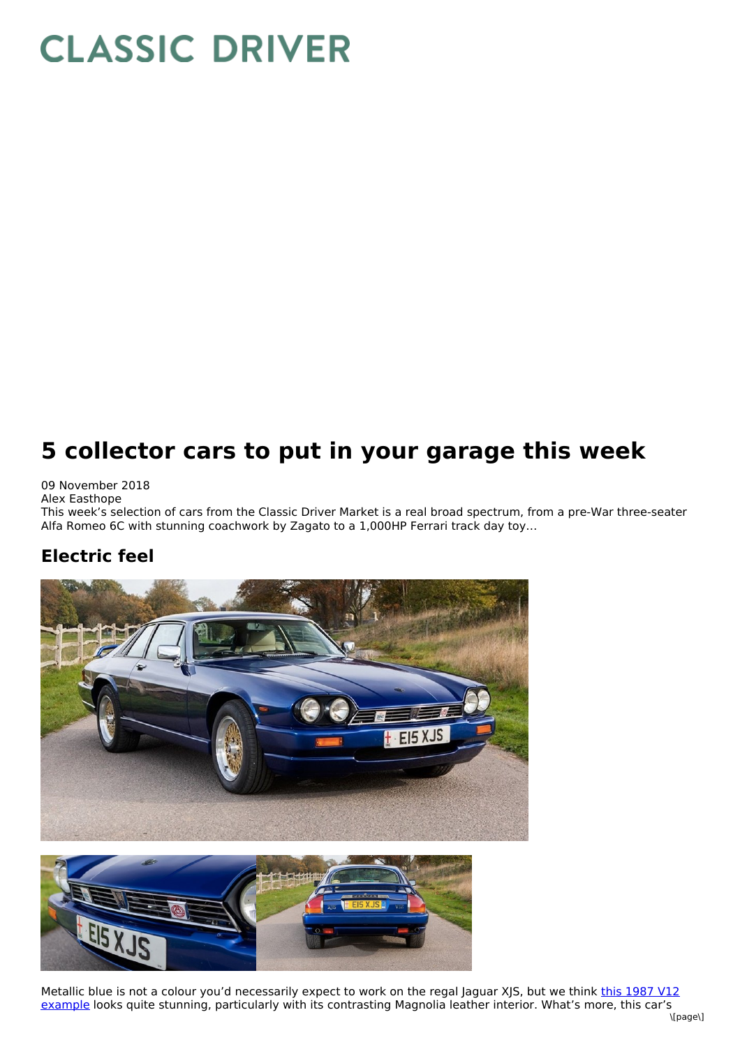# CLASSIC DRIVER

# 5 collector cars to put in your garage this week

09 November 2018
Alex Easthope

This week's selection of cars from the Classic Driver Market is a real broad spectrum, from a pre-War three-seater Alfa Romeo 6C with stunning coachwork by Zagato to a 1,000HP Ferrari track day toy…

## Electric feel

Metallic blue is not a colour you'd necessarily expect to work on the regal Jaguar XJS, but we think [this 1987 V12 example] looks quite stunning, particularly with its contrasting Magnolia leather interior. What's more, this car's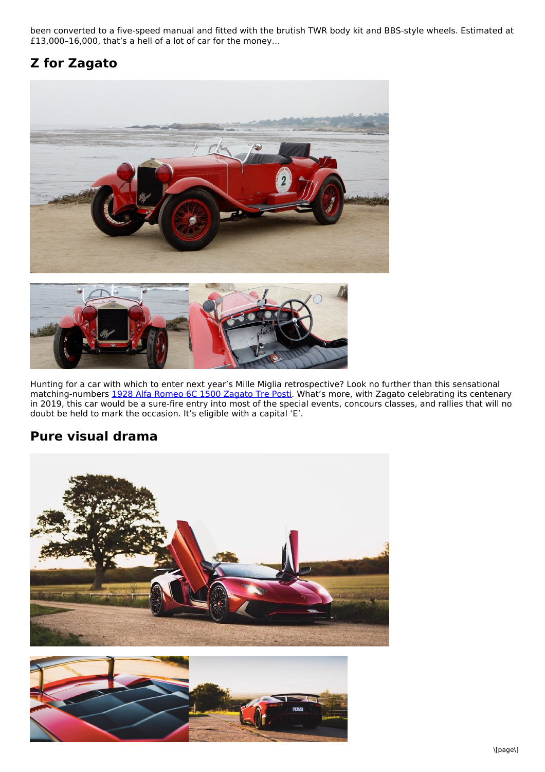been converted to a five-speed manual and fitted with the brutish TWR body kit and BBS-style wheels. Estimated at £13,000–16,000, that's a hell of a lot of car for the money…

## Z for Zagato

Hunting for a car with which to enter next year's Mille Miglia retrospective? Look no further than this sensational matching-numbers [1928 Alfa Romeo 6C 1500 Zagato Tre Posti](). What's more, with Zagato celebrating its centenary in 2019, this car would be a sure-fire entry into most of the special events, concours classes, and rallies that will no doubt be held to mark the occasion. It's eligible with a capital 'E'.

## Pure visual drama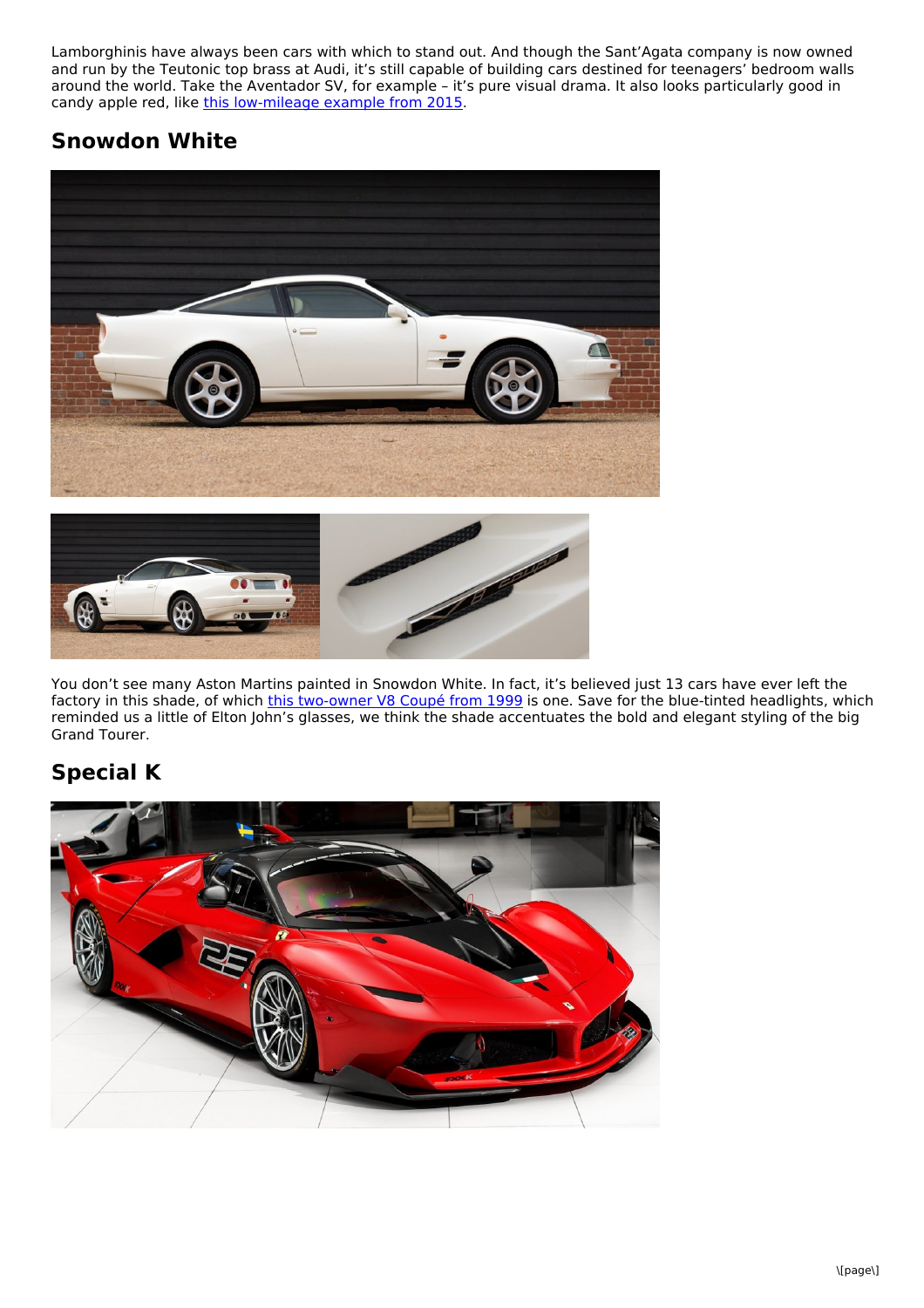Lamborghinis have always been cars with which to stand out. And though the Sant'Agata company is now owned and run by the Teutonic top brass at Audi, it's still capable of building cars destined for teenagers' bedroom walls around the world. Take the Aventador SV, for example – it's pure visual drama. It also looks particularly good in candy apple red, like [this low-mileage example from 2015](#).

## Snowdon White

You don't see many Aston Martins painted in Snowdon White. In fact, it's believed just 13 cars have ever left the factory in this shade, of which [this two-owner V8 Coupé from 1999](#) is one. Save for the blue-tinted headlights, which reminded us a little of Elton John's glasses, we think the shade accentuates the bold and elegant styling of the big Grand Tourer.

## Special K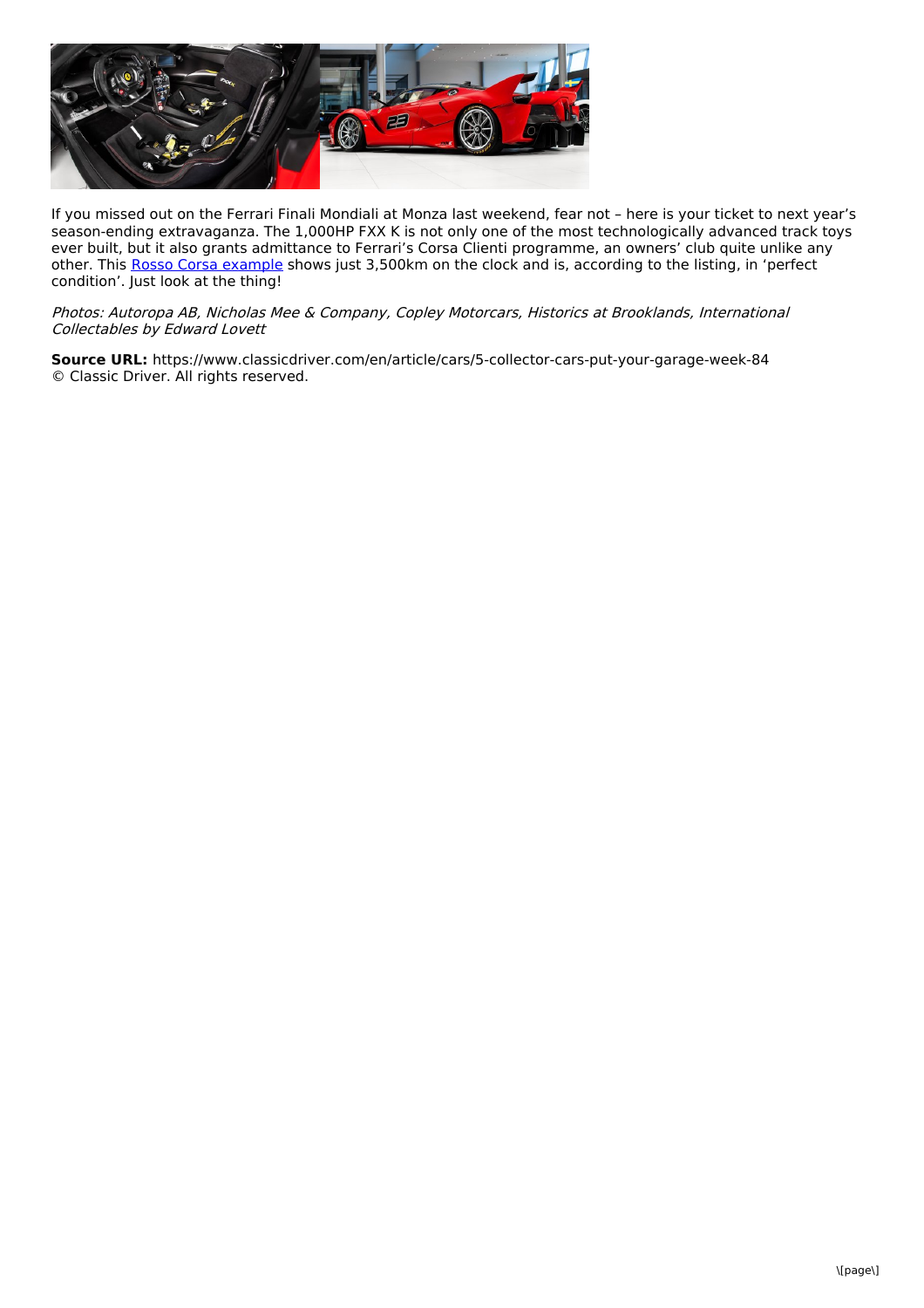If you missed out on the Ferrari Finali Mondiali at Monza last weekend, fear not – here is your ticket to next year's season-ending extravaganza. The 1,000HP FXX K is not only one of the most technologically advanced track toys ever built, but it also grants admittance to Ferrari's Corsa Clienti programme, an owners' club quite unlike any other. This [Rosso Corsa example] shows just 3,500km on the clock and is, according to the listing, in 'perfect condition'. Just look at the thing!

*Photos: Autoropa AB, Nicholas Mee & Company, Copley Motorcars, Historics at Brooklands, International Collectables by Edward Lovett*

**Source URL:** https://www.classicdriver.com/en/article/cars/5-collector-cars-put-your-garage-week-84
© Classic Driver. All rights reserved.